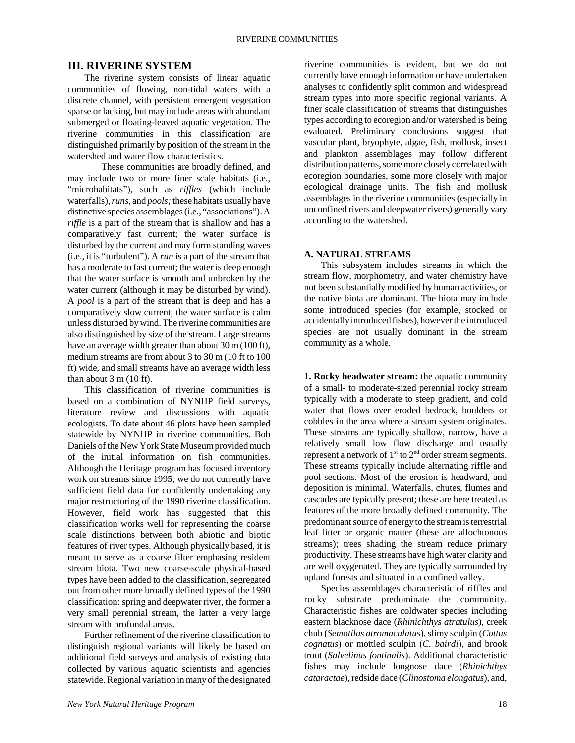## III. RIVERINE SYSTEM

The riverine system consists of linear aquatic communities of flowing, non-tidal waters with a discrete channel, with persistent emergent vegetation sparse or lacking, but may include areas with abundant submerged or floating-leaved aquatic vegetation. The riverine communities in this classification are distinguished primarily by position of the stream in the watershed and water flow characteristics.

These communities are broadly defined, and may include two or more finer scale habitats (i.e., "microhabitats"), such as *riffles* (which include waterfalls), *runs,* and *pools;* these habitats usually have distinctive species assemblages (i.e., "associations"). A *riffle* is a part of the stream that is shallow and has a comparatively fast current; the water surface is disturbed by the current and may form standing waves (i.e., it is "turbulent"). A *run* is a part of the stream that has a moderate to fast current; the water is deep enough that the water surface is smooth and unbroken by the water current (although it may be disturbed by wind). A *pool* is a part of the stream that is deep and has a comparatively slow current; the water surface is calm unless disturbed by wind. The riverine communities are also distinguished by size of the stream. Large streams have an average width greater than about 30 m (100 ft), medium streams are from about 3 to 30 m (10 ft to 100 ft) wide, and small streams have an average width less than about 3 m (10 ft).

This classification of riverine communities is based on a combination of NYNHP field surveys, literature review and discussions with aquatic ecologists. To date about 46 plots have been sampled statewide by NYNHP in riverine communities. Bob Daniels of the New York State Museum provided much of the initial information on fish communities. Although the Heritage program has focused inventory work on streams since 1995; we do not currently have sufficient field data for confidently undertaking any major restructuring of the 1990 riverine classification. However, field work has suggested that this classification works well for representing the coarse scale distinctions between both abiotic and biotic features of river types. Although physically based, it is meant to serve as a coarse filter emphasing resident stream biota. Two new coarse-scale physical-based types have been added to the classification, segregated out from other more broadly defined types of the 1990 classification: spring and deepwater river, the former a very small perennial stream, the latter a very large stream with profundal areas.

Further refinement of the riverine classification to distinguish regional variants will likely be based on additional field surveys and analysis of existing data collected by various aquatic scientists and agencies statewide. Regional variation in many of the designated riverine communities is evident, but we do not currently have enough information or have undertaken analyses to confidently split common and widespread stream types into more specific regional variants. A finer scale classification of streams that distinguishes types according to ecoregion and/or watershed is being evaluated. Preliminary conclusions suggest that vascular plant, bryophyte, algae, fish, mollusk, insect and plankton assemblages may follow different distribution patterns, some more closely correlated with ecoregion boundaries, some more closely with major ecological drainage units. The fish and mollusk assemblages in the riverine communities (especially in unconfined rivers and deepwater rivers) generally vary according to the watershed.

### A. NATURAL STREAMS

This subsystem includes streams in which the stream flow, morphometry, and water chemistry have not been substantially modified by human activities, or the native biota are dominant. The biota may include some introduced species (for example, stocked or accidentally introduced fishes), however the introduced species are not usually dominant in the stream community as a whole.

**1. Rocky headwater stream:** the aquatic community of a small- to moderate-sized perennial rocky stream typically with a moderate to steep gradient, and cold water that flows over eroded bedrock, boulders or cobbles in the area where a stream system originates. These streams are typically shallow, narrow, have a relatively small low flow discharge and usually represent a network of 1st to 2nd order stream segments. These streams typically include alternating riffle and pool sections. Most of the erosion is headward, and deposition is minimal. Waterfalls, chutes, flumes and cascades are typically present; these are here treated as features of the more broadly defined community. The predominant source of energy to the stream is terrestrial leaf litter or organic matter (these are allochtonous streams); trees shading the stream reduce primary productivity. These streams have high water clarity and are well oxygenated. They are typically surrounded by upland forests and situated in a confined valley.

Species assemblages characteristic of riffles and rocky substrate predominate the community. Characteristic fishes are coldwater species including eastern blacknose dace (*Rhinichthys atratulus*), creek chub (*Semotilus atromaculatus*), slimy sculpin (*Cottus cognatus*) or mottled sculpin (*C. bairdi*), and brook trout (*Salvelinus fontinalis*). Additional characteristic fishes may include longnose dace (*Rhinichthys cataractae*), redside dace (*Clinostoma elongatus*), and,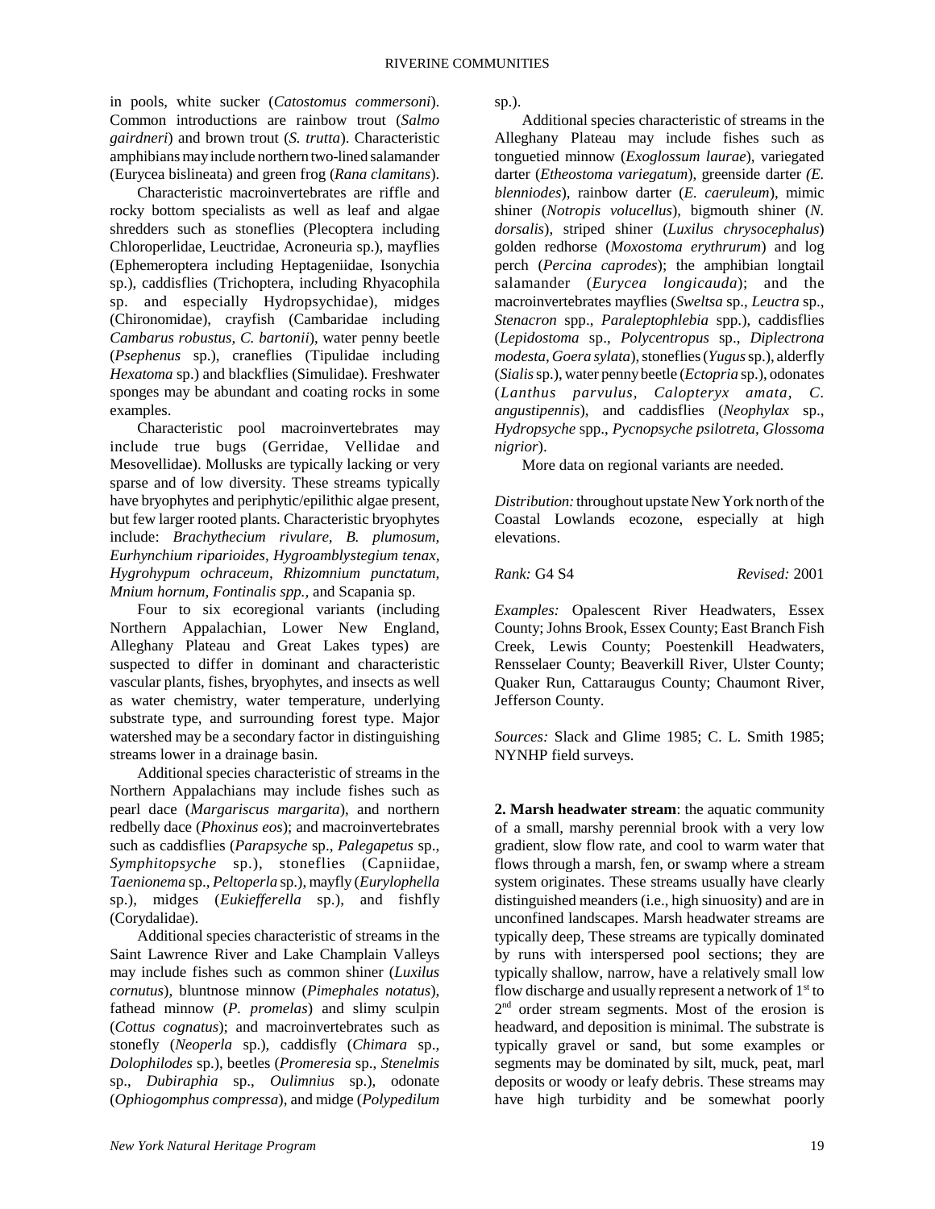in pools, white sucker (*Catostomus commersoni*). Common introductions are rainbow trout (*Salmo gairdneri*) and brown trout (*S. trutta*). Characteristic amphibians may include northern two-lined salamander (Eurycea bislineata) and green frog (*Rana clamitans*).

Characteristic macroinvertebrates are riffle and rocky bottom specialists as well as leaf and algae shredders such as stoneflies (Plecoptera including Chloroperlidae, Leuctridae, Acroneuria sp.), mayflies (Ephemeroptera including Heptageniidae, Isonychia sp.), caddisflies (Trichoptera, including Rhyacophila sp. and especially Hydropsychidae), midges (Chironomidae), crayfish (Cambaridae including *Cambarus robustus, C. bartonii*), water penny beetle (*Psephenus* sp.), craneflies (Tipulidae including *Hexatoma* sp.) and blackflies (Simulidae). Freshwater sponges may be abundant and coating rocks in some examples.

Characteristic pool macroinvertebrates may include true bugs (Gerridae, Vellidae and Mesovellidae). Mollusks are typically lacking or very sparse and of low diversity. These streams typically have bryophytes and periphytic/epilithic algae present, but few larger rooted plants. Characteristic bryophytes include: *Brachythecium rivulare, B. plumosum, Eurhynchium riparioides, Hygroamblystegium tenax, Hygrohypum ochraceum, Rhizomnium punctatum, Mnium hornum, Fontinalis spp.,* and Scapania sp.

Four to six ecoregional variants (including Northern Appalachian, Lower New England, Alleghany Plateau and Great Lakes types) are suspected to differ in dominant and characteristic vascular plants, fishes, bryophytes, and insects as well as water chemistry, water temperature, underlying substrate type, and surrounding forest type. Major watershed may be a secondary factor in distinguishing streams lower in a drainage basin.

Additional species characteristic of streams in the Northern Appalachians may include fishes such as pearl dace (*Margariscus margarita*), and northern redbelly dace (*Phoxinus eos*); and macroinvertebrates such as caddisflies (*Parapsyche* sp., *Palegapetus* sp., *Symphitopsyche* sp.), stoneflies (Capniidae, *Taenionema* sp., *Peltoperla* sp.), mayfly (*Eurylophella* sp.), midges (*Eukiefferella* sp.), and fishfly (Corydalidae).

Additional species characteristic of streams in the Saint Lawrence River and Lake Champlain Valleys may include fishes such as common shiner (*Luxilus cornutus*), bluntnose minnow (*Pimephales notatus*), fathead minnow (*P. promelas*) and slimy sculpin (*Cottus cognatus*); and macroinvertebrates such as stonefly (*Neoperla* sp.), caddisfly (*Chimara* sp., *Dolophilodes* sp.), beetles (*Promeresia* sp., *Stenelmis* sp., *Dubiraphia* sp., *Oulimnius* sp.), odonate (*Ophiogomphus compressa*), and midge (*Polypedilum* sp.).

Additional species characteristic of streams in the Alleghany Plateau may include fishes such as tonguetied minnow (*Exoglossum laurae*), variegated darter (*Etheostoma variegatum*), greenside darter *(E. blenniodes*), rainbow darter (*E. caeruleum*), mimic shiner (*Notropis volucellus*), bigmouth shiner (*N. dorsalis*), striped shiner (*Luxilus chrysocephalus*) golden redhorse (*Moxostoma erythrurum*) and log perch (*Percina caprodes*); the amphibian longtail salamander (*Eurycea longicauda*); and the macroinvertebrates mayflies (*Sweltsa* sp., *Leuctra* sp., *Stenacron* spp., *Paraleptophlebia* spp.), caddisflies (*Lepidostoma* sp., *Polycentropus* sp., *Diplectrona modesta, Goera sylata*), stoneflies (*Yugus* sp.), alderfly (*Sialis* sp.), water penny beetle (*Ectopria* sp.), odonates (*Lanthus parvulus, Calopteryx amata, C. angustipennis*), and caddisflies (*Neophylax* sp., *Hydropsyche* spp., *Pycnopsyche psilotreta, Glossoma nigrior*).

More data on regional variants are needed.

*Distribution:* throughout upstate New York north of the Coastal Lowlands ecozone, especially at high elevations.

*Rank:* G4 S4 *Revised:* 2001

*Examples:* Opalescent River Headwaters, Essex County; Johns Brook, Essex County; East Branch Fish Creek, Lewis County; Poestenkill Headwaters, Rensselaer County; Beaverkill River, Ulster County; Quaker Run, Cattaraugus County; Chaumont River, Jefferson County.

*Sources:* Slack and Glime 1985; C. L. Smith 1985; NYNHP field surveys.

**2. Marsh headwater stream**: the aquatic community of a small, marshy perennial brook with a very low gradient, slow flow rate, and cool to warm water that flows through a marsh, fen, or swamp where a stream system originates. These streams usually have clearly distinguished meanders (i.e., high sinuosity) and are in unconfined landscapes. Marsh headwater streams are typically deep, These streams are typically dominated by runs with interspersed pool sections; they are typically shallow, narrow, have a relatively small low flow discharge and usually represent a network of 1st to 2nd order stream segments. Most of the erosion is headward, and deposition is minimal. The substrate is typically gravel or sand, but some examples or segments may be dominated by silt, muck, peat, marl deposits or woody or leafy debris. These streams may have high turbidity and be somewhat poorly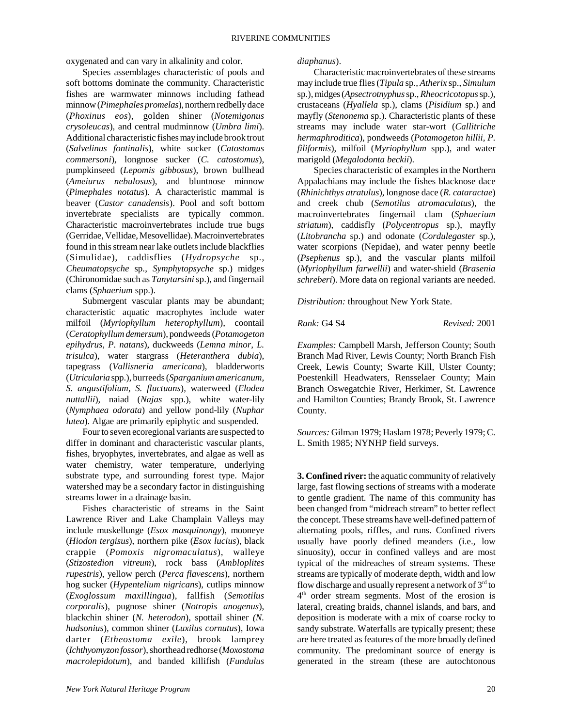oxygenated and can vary in alkalinity and color.

Species assemblages characteristic of pools and soft bottoms dominate the community. Characteristic fishes are warmwater minnows including fathead minnow (*Pimephales promelas*), northern redbelly dace (*Phoxinus eos*), golden shiner (*Notemigonus crysoleucas*), and central mudminnow (*Umbra limi*). Additional characteristic fishes may include brook trout (*Salvelinus fontinalis*), white sucker (*Catostomus commersoni*), longnose sucker (*C. catostomus*), pumpkinseed (*Lepomis gibbosus*), brown bullhead (*Ameiurus nebulosus*), and bluntnose minnow (*Pimephales notatus*). A characteristic mammal is beaver (*Castor canadensis*). Pool and soft bottom invertebrate specialists are typically common. Characteristic macroinvertebrates include true bugs (Gerridae, Vellidae, Mesovellidae). Macroinvertebrates found in this stream near lake outlets include blackflies (Simulidae), caddisflies (*Hydropsyche* sp., *Cheumatopsyche* sp., *Symphytopsyche* sp.) midges (Chironomidae such as *Tanytarsini* sp.), and fingernail clams (*Sphaerium* spp.).

Submergent vascular plants may be abundant; characteristic aquatic macrophytes include water milfoil (*Myriophyllum heterophyllum*), coontail (*Ceratophyllum demersum*), pondweeds (*Potamogeton epihydrus, P. natans*), duckweeds (*Lemna minor, L. trisulca*), water stargrass (*Heteranthera dubia*), tapegrass (*Vallisneria americana*), bladderworts (*Utricularia* spp.), burreeds (*Sparganium americanum, S. angustifolium, S. fluctuans*), waterweed (*Elodea nuttallii*), naiad (*Najas* spp.), white water-lily (*Nymphaea odorata*) and yellow pond-lily (*Nuphar lutea*). Algae are primarily epiphytic and suspended.

Four to seven ecoregional variants are suspected to differ in dominant and characteristic vascular plants, fishes, bryophytes, invertebrates, and algae as well as water chemistry, water temperature, underlying substrate type, and surrounding forest type. Major watershed may be a secondary factor in distinguishing streams lower in a drainage basin.

Fishes characteristic of streams in the Saint Lawrence River and Lake Champlain Valleys may include muskellunge (*Esox masquinongy*), mooneye (*Hiodon tergisus*), northern pike (*Esox lucius*), black crappie (*Pomoxis nigromaculatus*), walleye (*Stizostedion vitreum*), rock bass (*Ambloplites rupestris*), yellow perch (*Perca flavescens*), northern hog sucker (*Hypentelium nigricans*), cutlips minnow (*Exoglossum maxillingua*), fallfish (*Semotilus corporalis*), pugnose shiner (*Notropis anogenus*), blackchin shiner (*N. heterodon*), spottail shiner *(N. hudsonius*), common shiner (*Luxilus cornutus*), Iowa darter (*Etheostoma exile*), brook lamprey (*Ichthyomyzon fossor*), shorthead redhorse (*Moxostoma macrolepidotum*), and banded killifish (*Fundulus diaphanus*).

Characteristic macroinvertebrates of these streams may include true flies (*Tipula* sp., *Atherix* sp., *Simulum* sp.), midges (*Apsectrotnyphus* sp., *Rheocricotopus* sp.), crustaceans (*Hyallela* sp.), clams (*Pisidium* sp.) and mayfly (*Stenonema* sp.). Characteristic plants of these streams may include water star-wort (*Callitriche hermaphroditica*), pondweeds (*Potamogeton hillii, P. filiformis*), milfoil (*Myriophyllum* spp.), and water marigold (*Megalodonta beckii*).

Species characteristic of examples in the Northern Appalachians may include the fishes blacknose dace (*Rhinichthys atratulus*), longnose dace (*R. cataractae*) and creek chub (*Semotilus atromaculatus*), the macroinvertebrates fingernail clam (*Sphaerium striatum*), caddisfly (*Polycentropus* sp.), mayfly (*Litobrancha* sp.) and odonate (*Cordulegaster* sp.), water scorpions (Nepidae), and water penny beetle (*Psephenus* sp.), and the vascular plants milfoil (*Myriophyllum farwellii*) and water-shield (*Brasenia schreberi*). More data on regional variants are needed.

*Distribution:* throughout New York State.

*Rank:* G4 S4 *Revised:* 2001

*Examples:* Campbell Marsh, Jefferson County; South Branch Mad River, Lewis County; North Branch Fish Creek, Lewis County; Swarte Kill, Ulster County; Poestenkill Headwaters, Rensselaer County; Main Branch Oswegatchie River, Herkimer, St. Lawrence and Hamilton Counties; Brandy Brook, St. Lawrence County.

*Sources:* Gilman 1979; Haslam 1978; Peverly 1979; C. L. Smith 1985; NYNHP field surveys.

**3. Confined river:** the aquatic community of relatively large, fast flowing sections of streams with a moderate to gentle gradient. The name of this community has been changed from "midreach stream" to better reflect the concept. These streams have well-defined pattern of alternating pools, riffles, and runs. Confined rivers usually have poorly defined meanders (i.e., low sinuosity), occur in confined valleys and are most typical of the midreaches of stream systems. These streams are typically of moderate depth, width and low flow discharge and usually represent a network of 3rd to 4th order stream segments. Most of the erosion is lateral, creating braids, channel islands, and bars, and deposition is moderate with a mix of coarse rocky to sandy substrate. Waterfalls are typically present; these are here treated as features of the more broadly defined community. The predominant source of energy is generated in the stream (these are autochtonous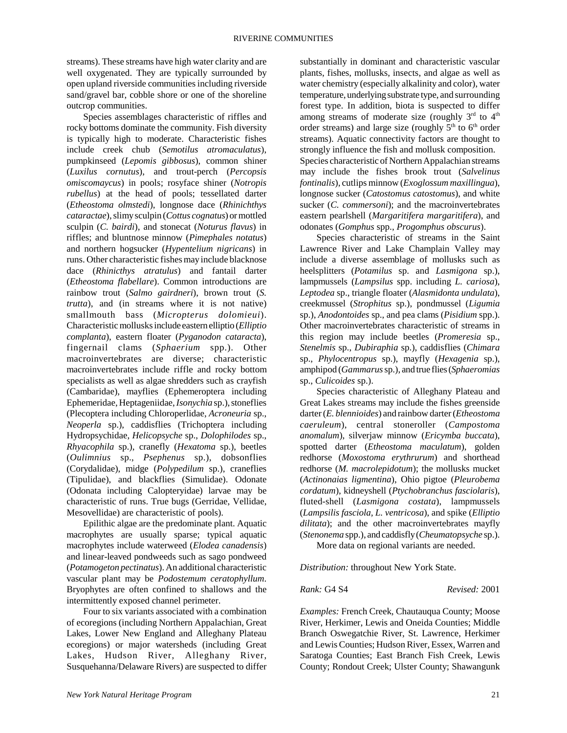streams). These streams have high water clarity and are well oxygenated. They are typically surrounded by open upland riverside communities including riverside sand/gravel bar, cobble shore or one of the shoreline outcrop communities.

Species assemblages characteristic of riffles and rocky bottoms dominate the community. Fish diversity is typically high to moderate. Characteristic fishes include creek chub (*Semotilus atromaculatus*), pumpkinseed (*Lepomis gibbosus*), common shiner (*Luxilus cornutus*), and trout-perch (*Percopsis omiscomaycus*) in pools; rosyface shiner (*Notropis rubellus*) at the head of pools; tessellated darter (*Etheostoma olmstedi*), longnose dace (*Rhinichthys cataractae*), slimy sculpin (*Cottus cognatus*) or mottled sculpin (*C. bairdi*), and stonecat (*Noturus flavus*) in riffles; and bluntnose minnow (*Pimephales notatus*) and northern hogsucker (*Hypentelium nigricans*) in runs. Other characteristic fishes may include blacknose dace (*Rhinicthys atratulus*) and fantail darter (*Etheostoma flabellare*). Common introductions are rainbow trout (*Salmo gairdneri*), brown trout (*S. trutta*), and (in streams where it is not native) smallmouth bass (*Micropterus dolomieui*). Characteristic mollusks include eastern elliptio (*Elliptio complanta*), eastern floater (*Pyganodon cataracta*), fingernail clams (*Sphaerium* spp.). Other macroinvertebrates are diverse; characteristic macroinvertebrates include riffle and rocky bottom specialists as well as algae shredders such as crayfish (Cambaridae), mayflies (Ephemeroptera including Ephemeridae, Heptageniidae, *Isonychia* sp.), stoneflies (Plecoptera including Chloroperlidae, *Acroneuria* sp., *Neoperla* sp.), caddisflies (Trichoptera including Hydropsychidae, *Helicopsyche* sp., *Dolophilodes* sp., *Rhyacophila* sp.), cranefly (*Hexatoma* sp.), beetles (*Oulimnius* sp., *Psephenus* sp.), dobsonflies (Corydalidae), midge (*Polypedilum* sp.), craneflies (Tipulidae), and blackflies (Simulidae). Odonate (Odonata including Calopteryidae) larvae may be characteristic of runs. True bugs (Gerridae, Vellidae, Mesovellidae) are characteristic of pools).

Epilithic algae are the predominate plant. Aquatic macrophytes are usually sparse; typical aquatic macrophytes include waterweed (*Elodea canadensis*) and linear-leaved pondweeds such as sago pondweed (*Potamogeton pectinatus*). An additional characteristic vascular plant may be *Podostemum ceratophyllum*. Bryophytes are often confined to shallows and the intermittently exposed channel perimeter.

Four to six variants associated with a combination of ecoregions (including Northern Appalachian, Great Lakes, Lower New England and Alleghany Plateau ecoregions) or major watersheds (including Great Lakes, Hudson River, Alleghany River, Susquehanna/Delaware Rivers) are suspected to differ substantially in dominant and characteristic vascular plants, fishes, mollusks, insects, and algae as well as water chemistry (especially alkalinity and color), water temperature, underlying substrate type, and surrounding forest type. In addition, biota is suspected to differ among streams of moderate size (roughly 3rd to 4th order streams) and large size (roughly 5th to 6th order streams). Aquatic connectivity factors are thought to strongly influence the fish and mollusk composition. Species characteristic of Northern Appalachian streams may include the fishes brook trout (*Salvelinus fontinalis*), cutlips minnow (*Exoglossum maxillingua*), longnose sucker (*Catostomus catostomus*), and white sucker (*C. commersoni*); and the macroinvertebrates eastern pearlshell (*Margaritifera margaritifera*), and odonates (*Gomphus* spp., *Progomphus obscurus*).

Species characteristic of streams in the Saint Lawrence River and Lake Champlain Valley may include a diverse assemblage of mollusks such as heelsplitters (*Potamilus* sp. and *Lasmigona* sp.), lampmussels (*Lampsilus* spp. including *L. cariosa*), *Leptodea* sp., triangle floater (*Alasmidonta undulata*), creekmussel (*Strophitus* sp.), pondmussel (*Ligumia* sp.), *Anodontoides* sp., and pea clams (*Pisidium* spp.). Other macroinvertebrates characteristic of streams in this region may include beetles (*Promeresia* sp., *Stenelmis* sp., *Dubiraphia* sp.), caddisflies (*Chimara* sp., *Phylocentropus* sp.), mayfly (*Hexagenia* sp.), amphipod (*Gammarus* sp.), and true flies (*Sphaeromias* sp., *Culicoides* sp.).

Species characteristic of Alleghany Plateau and Great Lakes streams may include the fishes greenside darter (*E. blennioides*) and rainbow darter (*Etheostoma caeruleum*), central stoneroller (*Campostoma anomalum*), silverjaw minnow (*Ericymba buccata*), spotted darter (*Etheostoma maculatum*), golden redhorse (*Moxostoma erythrurum*) and shorthead redhorse (*M. macrolepidotum*); the mollusks mucket (*Actinonaias ligmentina*), Ohio pigtoe (*Pleurobema cordatum*), kidneyshell (*Ptychobranchus fasciolaris*), fluted-shell (*Lasmigona costata*), lampmussels (*Lampsilis fasciola, L. ventricosa*), and spike (*Elliptio dilitata*); and the other macroinvertebrates mayfly (*Stenonema* spp.), and caddisfly (*Cheumatopsyche* sp.).

More data on regional variants are needed.

*Distribution:* throughout New York State.

*Rank:* G4 S4 *Revised:* 2001

*Examples:* French Creek, Chautauqua County; Moose River, Herkimer, Lewis and Oneida Counties; Middle Branch Oswegatchie River, St. Lawrence, Herkimer and Lewis Counties; Hudson River, Essex, Warren and Saratoga Counties; East Branch Fish Creek, Lewis County; Rondout Creek; Ulster County; Shawangunk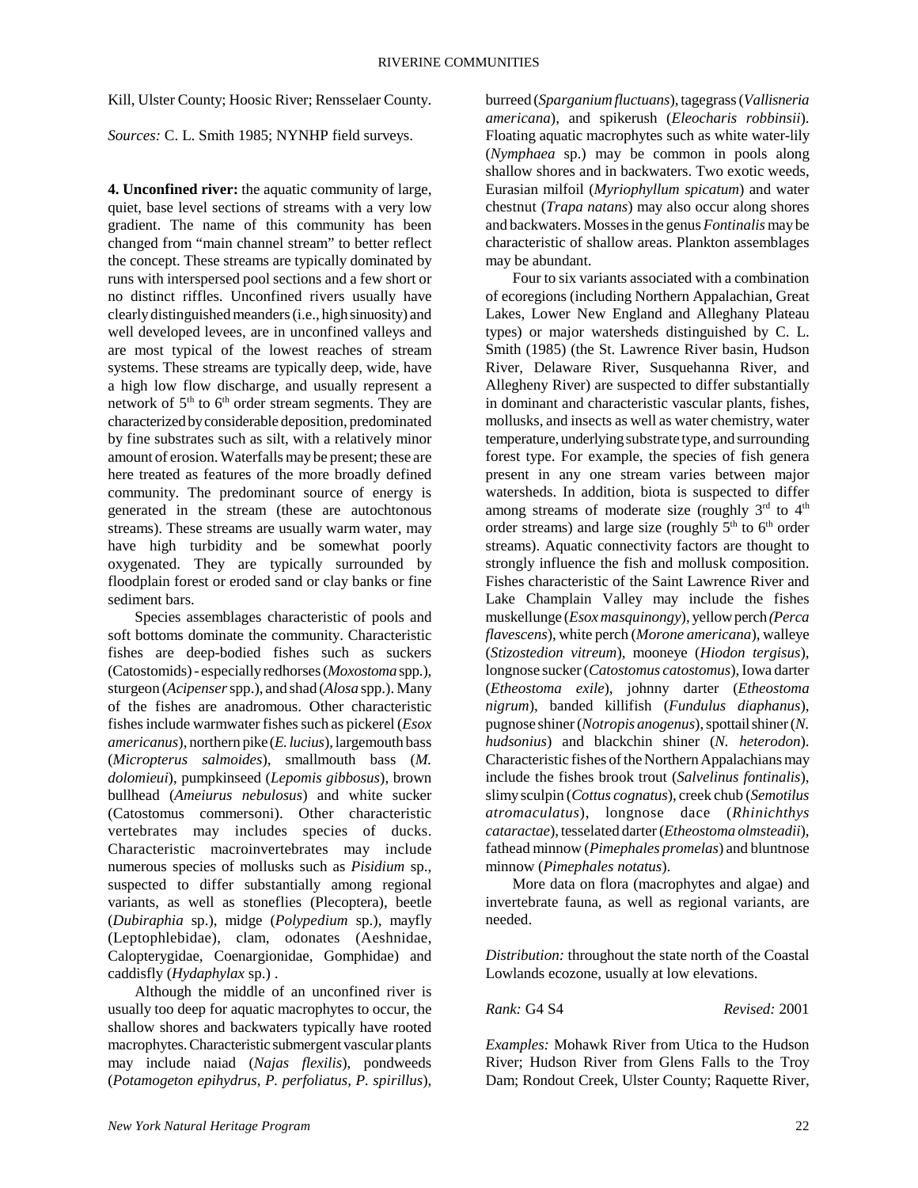Kill, Ulster County; Hoosic River; Rensselaer County.

*Sources:* C. L. Smith 1985; NYNHP field surveys.

**4. Unconfined river:** the aquatic community of large, quiet, base level sections of streams with a very low gradient. The name of this community has been changed from "main channel stream" to better reflect the concept. These streams are typically dominated by runs with interspersed pool sections and a few short or no distinct riffles. Unconfined rivers usually have clearly distinguished meanders (i.e., high sinuosity) and well developed levees, are in unconfined valleys and are most typical of the lowest reaches of stream systems. These streams are typically deep, wide, have a high low flow discharge, and usually represent a network of 5[th] to 6[th] order stream segments. They are characterized by considerable deposition, predominated by fine substrates such as silt, with a relatively minor amount of erosion. Waterfalls may be present; these are here treated as features of the more broadly defined community. The predominant source of energy is generated in the stream (these are autochtonous streams). These streams are usually warm water, may have high turbidity and be somewhat poorly oxygenated. They are typically surrounded by floodplain forest or eroded sand or clay banks or fine sediment bars.

Species assemblages characteristic of pools and soft bottoms dominate the community. Characteristic fishes are deep-bodied fishes such as suckers (Catostomids) - especially redhorses (*Moxostoma* spp.), sturgeon (*Acipenser* spp.), and shad (*Alosa* spp.). Many of the fishes are anadromous. Other characteristic fishes include warmwater fishes such as pickerel (*Esox americanus*), northern pike (*E. lucius*), largemouth bass (*Micropterus salmoides*), smallmouth bass (*M. dolomieui*), pumpkinseed (*Lepomis gibbosus*), brown bullhead (*Ameiurus nebulosus*) and white sucker (Catostomus commersoni). Other characteristic vertebrates may includes species of ducks. Characteristic macroinvertebrates may include numerous species of mollusks such as *Pisidium* sp., suspected to differ substantially among regional variants, as well as stoneflies (Plecoptera), beetle (*Dubiraphia* sp.), midge (*Polypedium* sp.), mayfly (Leptophlebidae), clam, odonates (Aeshnidae, Calopterygidae, Coenargionidae, Gomphidae) and caddisfly (*Hydaphylax* sp.) .

Although the middle of an unconfined river is usually too deep for aquatic macrophytes to occur, the shallow shores and backwaters typically have rooted macrophytes. Characteristic submergent vascular plants may include naiad (*Najas flexilis*), pondweeds (*Potamogeton epihydrus, P. perfoliatus, P. spirillus*), burreed (*Sparganium fluctuans*), tagegrass (*Vallisneria americana*), and spikerush (*Eleocharis robbinsii*). Floating aquatic macrophytes such as white water-lily (*Nymphaea* sp.) may be common in pools along shallow shores and in backwaters. Two exotic weeds, Eurasian milfoil (*Myriophyllum spicatum*) and water chestnut (*Trapa natans*) may also occur along shores and backwaters. Mosses in the genus *Fontinalis* may be characteristic of shallow areas. Plankton assemblages may be abundant.

Four to six variants associated with a combination of ecoregions (including Northern Appalachian, Great Lakes, Lower New England and Alleghany Plateau types) or major watersheds distinguished by C. L. Smith (1985) (the St. Lawrence River basin, Hudson River, Delaware River, Susquehanna River, and Allegheny River) are suspected to differ substantially in dominant and characteristic vascular plants, fishes, mollusks, and insects as well as water chemistry, water temperature, underlying substrate type, and surrounding forest type. For example, the species of fish genera present in any one stream varies between major watersheds. In addition, biota is suspected to differ among streams of moderate size (roughly 3[rd] to 4[th] order streams) and large size (roughly 5[th] to 6[th] order streams). Aquatic connectivity factors are thought to strongly influence the fish and mollusk composition. Fishes characteristic of the Saint Lawrence River and Lake Champlain Valley may include the fishes muskellunge (*Esox masquinongy*), yellow perch *(Perca flavescens*), white perch (*Morone americana*), walleye (*Stizostedion vitreum*), mooneye (*Hiodon tergisus*), longnose sucker (*Catostomus catostomus*), Iowa darter (*Etheostoma exile*), johnny darter (*Etheostoma nigrum*), banded killifish (*Fundulus diaphanus*), pugnose shiner (*Notropis anogenus*), spottail shiner (*N. hudsonius*) and blackchin shiner (*N. heterodon*). Characteristic fishes of the Northern Appalachians may include the fishes brook trout (*Salvelinus fontinalis*), slimy sculpin (*Cottus cognatus*), creek chub (*Semotilus atromaculatus*), longnose dace (*Rhinichthys cataractae*), tesselated darter (*Etheostoma olmsteadii*), fathead minnow (*Pimephales promelas*) and bluntnose minnow (*Pimephales notatus*).

More data on flora (macrophytes and algae) and invertebrate fauna, as well as regional variants, are needed.

*Distribution:* throughout the state north of the Coastal Lowlands ecozone, usually at low elevations.

*Rank:* G4 S4 *Revised:* 2001

*Examples:* Mohawk River from Utica to the Hudson River; Hudson River from Glens Falls to the Troy Dam; Rondout Creek, Ulster County; Raquette River,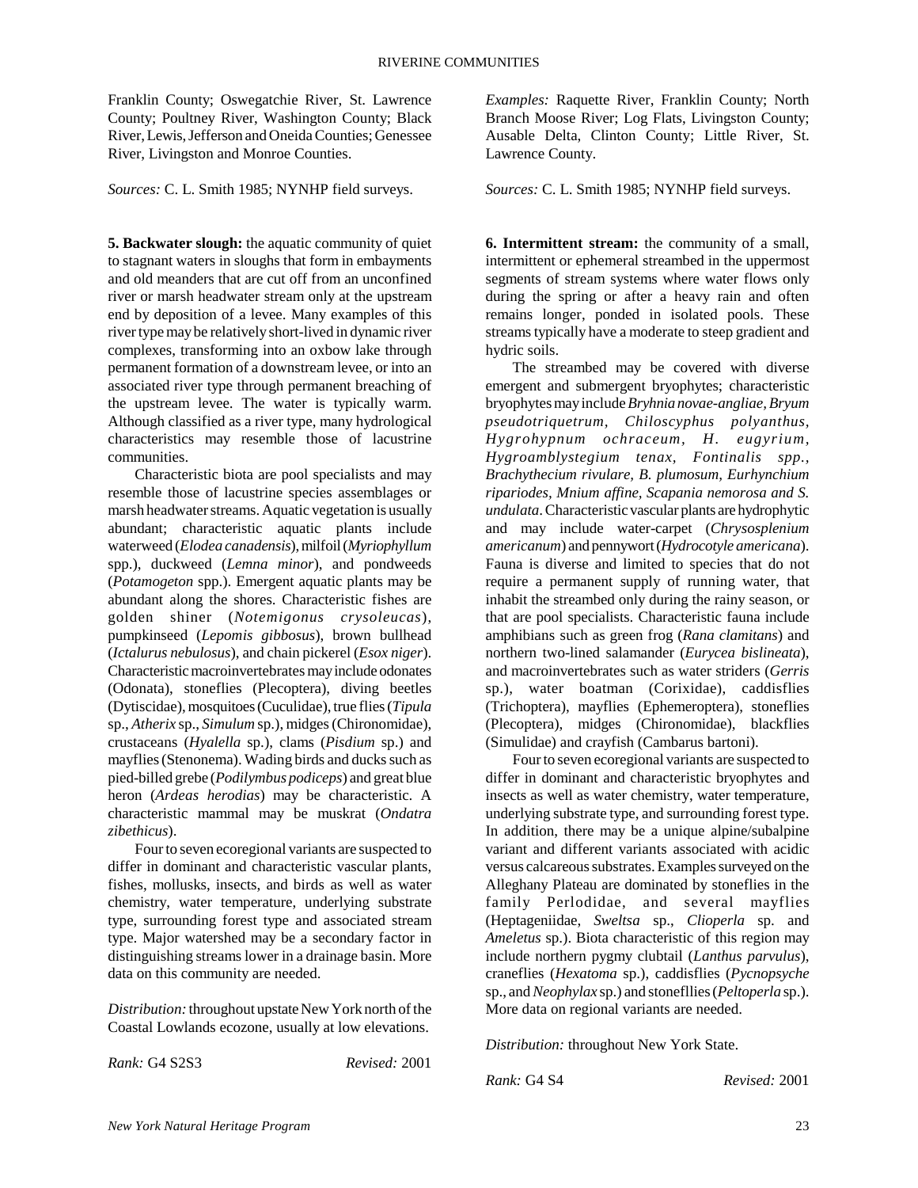Franklin County; Oswegatchie River, St. Lawrence County; Poultney River, Washington County; Black River, Lewis, Jefferson and Oneida Counties; Genessee River, Livingston and Monroe Counties.

*Sources:* C. L. Smith 1985; NYNHP field surveys.

**5. Backwater slough:** the aquatic community of quiet to stagnant waters in sloughs that form in embayments and old meanders that are cut off from an unconfined river or marsh headwater stream only at the upstream end by deposition of a levee. Many examples of this river type may be relatively short-lived in dynamic river complexes, transforming into an oxbow lake through permanent formation of a downstream levee, or into an associated river type through permanent breaching of the upstream levee. The water is typically warm. Although classified as a river type, many hydrological characteristics may resemble those of lacustrine communities.

Characteristic biota are pool specialists and may resemble those of lacustrine species assemblages or marsh headwater streams. Aquatic vegetation is usually abundant; characteristic aquatic plants include waterweed (*Elodea canadensis*), milfoil (*Myriophyllum* spp.), duckweed (*Lemna minor*), and pondweeds (*Potamogeton* spp.). Emergent aquatic plants may be abundant along the shores. Characteristic fishes are golden shiner (*Notemigonus crysoleucas*), pumpkinseed (*Lepomis gibbosus*), brown bullhead (*Ictalurus nebulosus*), and chain pickerel (*Esox niger*). Characteristic macroinvertebrates may include odonates (Odonata), stoneflies (Plecoptera), diving beetles (Dytiscidae), mosquitoes (Cuculidae), true flies (*Tipula* sp., *Atherix* sp., *Simulum* sp.), midges (Chironomidae), crustaceans (*Hyalella* sp.), clams (*Pisdium* sp.) and mayflies (Stenonema). Wading birds and ducks such as pied-billed grebe (*Podilymbus podiceps*) and great blue heron (*Ardeas herodias*) may be characteristic. A characteristic mammal may be muskrat (*Ondatra zibethicus*).

Four to seven ecoregional variants are suspected to differ in dominant and characteristic vascular plants, fishes, mollusks, insects, and birds as well as water chemistry, water temperature, underlying substrate type, surrounding forest type and associated stream type. Major watershed may be a secondary factor in distinguishing streams lower in a drainage basin. More data on this community are needed.

*Distribution:* throughout upstate New York north of the Coastal Lowlands ecozone, usually at low elevations.

*Rank:* G4 S2S3 *Revised:* 2001

*Examples:* Raquette River, Franklin County; North Branch Moose River; Log Flats, Livingston County; Ausable Delta, Clinton County; Little River, St. Lawrence County.

*Sources:* C. L. Smith 1985; NYNHP field surveys.

**6. Intermittent stream:** the community of a small, intermittent or ephemeral streambed in the uppermost segments of stream systems where water flows only during the spring or after a heavy rain and often remains longer, ponded in isolated pools. These streams typically have a moderate to steep gradient and hydric soils.

The streambed may be covered with diverse emergent and submergent bryophytes; characteristic bryophytes may include *Bryhnia novae-angliae, Bryum pseudotriquetrum, Chiloscyphus polyanthus, Hygrohypnum ochraceum, H. eugyrium, Hygroamblystegium tenax, Fontinalis spp., Brachythecium rivulare, B. plumosum, Eurhynchium ripariodes, Mnium affine, Scapania nemorosa and S. undulata*. Characteristic vascular plants are hydrophytic and may include water-carpet (*Chrysosplenium americanum*) and pennywort (*Hydrocotyle americana*). Fauna is diverse and limited to species that do not require a permanent supply of running water, that inhabit the streambed only during the rainy season, or that are pool specialists. Characteristic fauna include amphibians such as green frog (*Rana clamitans*) and northern two-lined salamander (*Eurycea bislineata*), and macroinvertebrates such as water striders (*Gerris* sp.), water boatman (Corixidae), caddisflies (Trichoptera), mayflies (Ephemeroptera), stoneflies (Plecoptera), midges (Chironomidae), blackflies (Simulidae) and crayfish (Cambarus bartoni).

Four to seven ecoregional variants are suspected to differ in dominant and characteristic bryophytes and insects as well as water chemistry, water temperature, underlying substrate type, and surrounding forest type. In addition, there may be a unique alpine/subalpine variant and different variants associated with acidic versus calcareous substrates. Examples surveyed on the Alleghany Plateau are dominated by stoneflies in the family Perlodidae, and several mayflies (Heptageniidae, *Sweltsa* sp., *Clioperla* sp. and *Ameletus* sp.). Biota characteristic of this region may include northern pygmy clubtail (*Lanthus parvulus*), craneflies (*Hexatoma* sp.), caddisflies (*Pycnopsyche* sp., and *Neophylax* sp.) and stonefllies (*Peltoperla* sp.). More data on regional variants are needed.

*Distribution:* throughout New York State.

*Rank:* G4 S4 *Revised:* 2001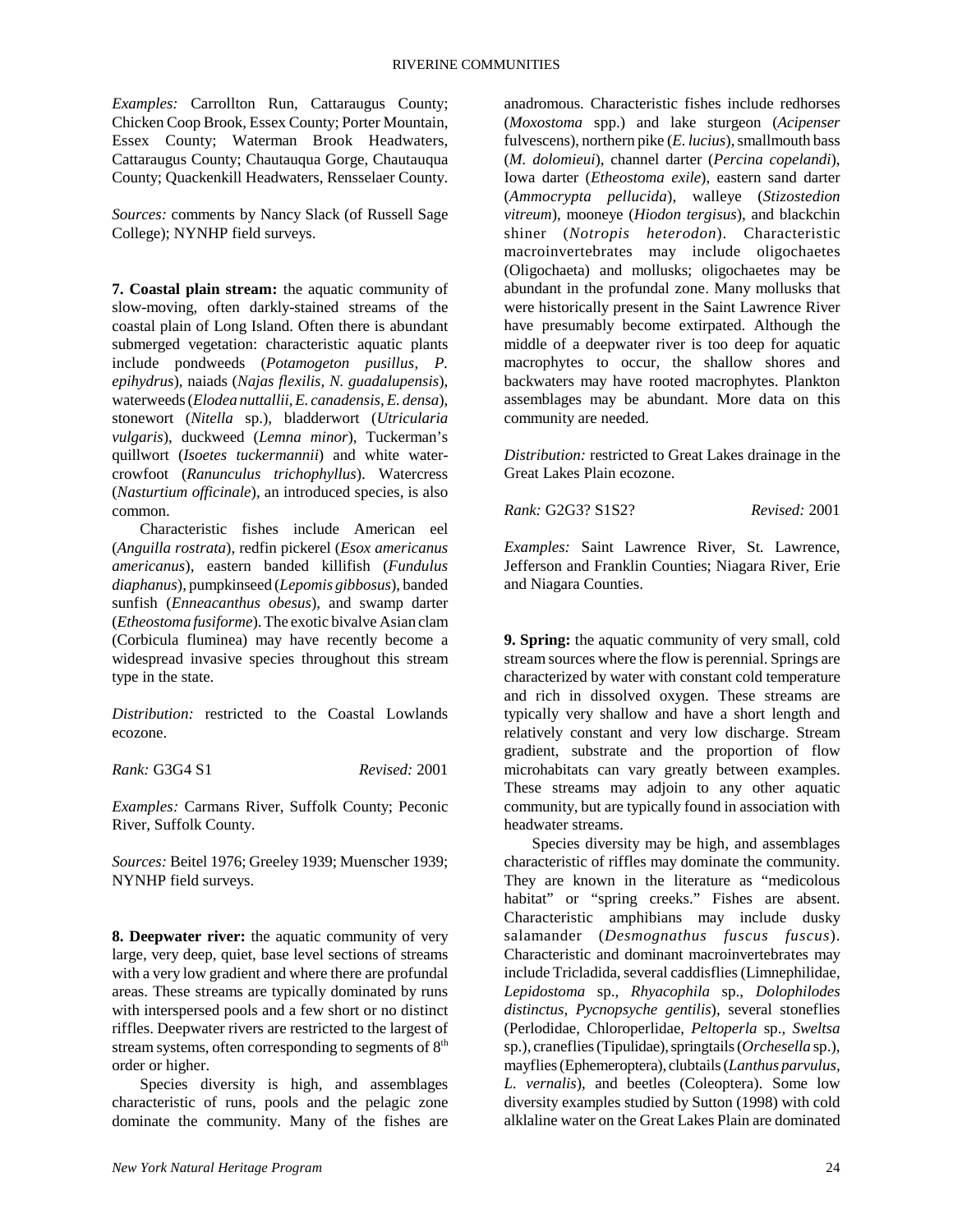*Examples:* Carrollton Run, Cattaraugus County; Chicken Coop Brook, Essex County; Porter Mountain, Essex County; Waterman Brook Headwaters, Cattaraugus County; Chautauqua Gorge, Chautauqua County; Quackenkill Headwaters, Rensselaer County.

*Sources:* comments by Nancy Slack (of Russell Sage College); NYNHP field surveys.

**7. Coastal plain stream:** the aquatic community of slow-moving, often darkly-stained streams of the coastal plain of Long Island. Often there is abundant submerged vegetation: characteristic aquatic plants include pondweeds (*Potamogeton pusillus, P. epihydrus*), naiads (*Najas flexilis, N. guadalupensis*), waterweeds (*Elodea nuttallii, E. canadensis, E. densa*), stonewort (*Nitella* sp.), bladderwort (*Utricularia vulgaris*), duckweed (*Lemna minor*), Tuckerman's quillwort (*Isoetes tuckermannii*) and white water-crowfoot (*Ranunculus trichophyllus*). Watercress (*Nasturtium officinale*), an introduced species, is also common.

Characteristic fishes include American eel (*Anguilla rostrata*), redfin pickerel (*Esox americanus americanus*), eastern banded killifish (*Fundulus diaphanus*), pumpkinseed (*Lepomis gibbosus*), banded sunfish (*Enneacanthus obesus*), and swamp darter (*Etheostoma fusiforme*). The exotic bivalve Asian clam (Corbicula fluminea) may have recently become a widespread invasive species throughout this stream type in the state.

*Distribution:* restricted to the Coastal Lowlands ecozone.

*Rank:* G3G4 S1 *Revised:* 2001

*Examples:* Carmans River, Suffolk County; Peconic River, Suffolk County.

*Sources:* Beitel 1976; Greeley 1939; Muenscher 1939; NYNHP field surveys.

**8. Deepwater river:** the aquatic community of very large, very deep, quiet, base level sections of streams with a very low gradient and where there are profundal areas. These streams are typically dominated by runs with interspersed pools and a few short or no distinct riffles. Deepwater rivers are restricted to the largest of stream systems, often corresponding to segments of 8th order or higher.

Species diversity is high, and assemblages characteristic of runs, pools and the pelagic zone dominate the community. Many of the fishes are anadromous. Characteristic fishes include redhorses (*Moxostoma* spp.) and lake sturgeon (*Acipenser* fulvescens), northern pike (*E. lucius*), smallmouth bass (*M. dolomieui*), channel darter (*Percina copelandi*), Iowa darter (*Etheostoma exile*), eastern sand darter (*Ammocrypta pellucida*), walleye (*Stizostedion vitreum*), mooneye (*Hiodon tergisus*), and blackchin shiner (*Notropis heterodon*). Characteristic macroinvertebrates may include oligochaetes (Oligochaeta) and mollusks; oligochaetes may be abundant in the profundal zone. Many mollusks that were historically present in the Saint Lawrence River have presumably become extirpated. Although the middle of a deepwater river is too deep for aquatic macrophytes to occur, the shallow shores and backwaters may have rooted macrophytes. Plankton assemblages may be abundant. More data on this community are needed.

*Distribution:* restricted to Great Lakes drainage in the Great Lakes Plain ecozone.

*Rank:* G2G3? S1S2? *Revised:* 2001

*Examples:* Saint Lawrence River, St. Lawrence, Jefferson and Franklin Counties; Niagara River, Erie and Niagara Counties.

**9. Spring:** the aquatic community of very small, cold stream sources where the flow is perennial. Springs are characterized by water with constant cold temperature and rich in dissolved oxygen. These streams are typically very shallow and have a short length and relatively constant and very low discharge. Stream gradient, substrate and the proportion of flow microhabitats can vary greatly between examples. These streams may adjoin to any other aquatic community, but are typically found in association with headwater streams.

Species diversity may be high, and assemblages characteristic of riffles may dominate the community. They are known in the literature as "medicolous habitat" or "spring creeks." Fishes are absent. Characteristic amphibians may include dusky salamander (*Desmognathus fuscus fuscus*). Characteristic and dominant macroinvertebrates may include Tricladida, several caddisflies (Limnephilidae, *Lepidostoma* sp., *Rhyacophila* sp., *Dolophilodes distinctus, Pycnopsyche gentilis*), several stoneflies (Perlodidae, Chloroperlidae, *Peltoperla* sp., *Sweltsa* sp.), craneflies (Tipulidae), springtails (*Orchesella* sp.), mayflies (Ephemeroptera), clubtails (*Lanthus parvulus, L. vernalis*), and beetles (Coleoptera). Some low diversity examples studied by Sutton (1998) with cold alklaline water on the Great Lakes Plain are dominated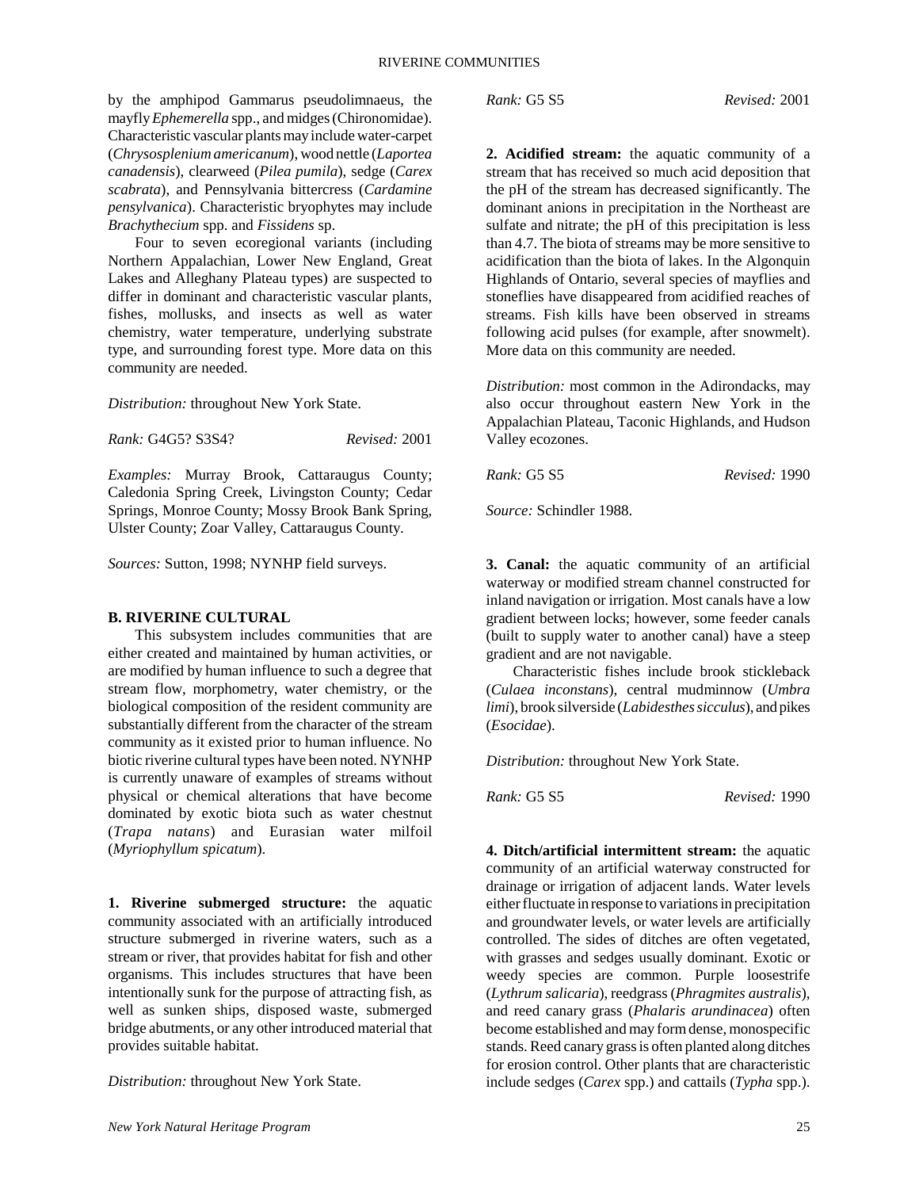by the amphipod Gammarus pseudolimnaeus, the mayfly *Ephemerella* spp., and midges (Chironomidae). Characteristic vascular plants may include water-carpet (*Chrysosplenium americanum*), wood nettle (*Laportea canadensis*), clearweed (*Pilea pumila*), sedge (*Carex scabrata*), and Pennsylvania bittercress (*Cardamine pensylvanica*). Characteristic bryophytes may include *Brachythecium* spp. and *Fissidens* sp.

Four to seven ecoregional variants (including Northern Appalachian, Lower New England, Great Lakes and Alleghany Plateau types) are suspected to differ in dominant and characteristic vascular plants, fishes, mollusks, and insects as well as water chemistry, water temperature, underlying substrate type, and surrounding forest type. More data on this community are needed.

*Distribution:* throughout New York State.

*Rank:* G4G5? S3S4? *Revised:* 2001

*Examples:* Murray Brook, Cattaraugus County; Caledonia Spring Creek, Livingston County; Cedar Springs, Monroe County; Mossy Brook Bank Spring, Ulster County; Zoar Valley, Cattaraugus County.

*Sources:* Sutton, 1998; NYNHP field surveys.

## B. RIVERINE CULTURAL

This subsystem includes communities that are either created and maintained by human activities, or are modified by human influence to such a degree that stream flow, morphometry, water chemistry, or the biological composition of the resident community are substantially different from the character of the stream community as it existed prior to human influence. No biotic riverine cultural types have been noted. NYNHP is currently unaware of examples of streams without physical or chemical alterations that have become dominated by exotic biota such as water chestnut (*Trapa natans*) and Eurasian water milfoil (*Myriophyllum spicatum*).

**1. Riverine submerged structure:** the aquatic community associated with an artificially introduced structure submerged in riverine waters, such as a stream or river, that provides habitat for fish and other organisms. This includes structures that have been intentionally sunk for the purpose of attracting fish, as well as sunken ships, disposed waste, submerged bridge abutments, or any other introduced material that provides suitable habitat.

*Distribution:* throughout New York State.

*Rank:* G5 S5 *Revised:* 2001

**2. Acidified stream:** the aquatic community of a stream that has received so much acid deposition that the pH of the stream has decreased significantly. The dominant anions in precipitation in the Northeast are sulfate and nitrate; the pH of this precipitation is less than 4.7. The biota of streams may be more sensitive to acidification than the biota of lakes. In the Algonquin Highlands of Ontario, several species of mayflies and stoneflies have disappeared from acidified reaches of streams. Fish kills have been observed in streams following acid pulses (for example, after snowmelt). More data on this community are needed.

*Distribution:* most common in the Adirondacks, may also occur throughout eastern New York in the Appalachian Plateau, Taconic Highlands, and Hudson Valley ecozones.

*Rank:* G5 S5 *Revised:* 1990

*Source:* Schindler 1988.

**3. Canal:** the aquatic community of an artificial waterway or modified stream channel constructed for inland navigation or irrigation. Most canals have a low gradient between locks; however, some feeder canals (built to supply water to another canal) have a steep gradient and are not navigable.

Characteristic fishes include brook stickleback (*Culaea inconstans*), central mudminnow (*Umbra limi*), brook silverside (*Labidesthes sicculus*), and pikes (*Esocidae*).

*Distribution:* throughout New York State.

*Rank:* G5 S5 *Revised:* 1990

**4. Ditch/artificial intermittent stream:** the aquatic community of an artificial waterway constructed for drainage or irrigation of adjacent lands. Water levels either fluctuate in response to variations in precipitation and groundwater levels, or water levels are artificially controlled. The sides of ditches are often vegetated, with grasses and sedges usually dominant. Exotic or weedy species are common. Purple loosestrife (*Lythrum salicaria*), reedgrass (*Phragmites australis*), and reed canary grass (*Phalaris arundinacea*) often become established and may form dense, monospecific stands. Reed canary grass is often planted along ditches for erosion control. Other plants that are characteristic include sedges (*Carex* spp.) and cattails (*Typha* spp.).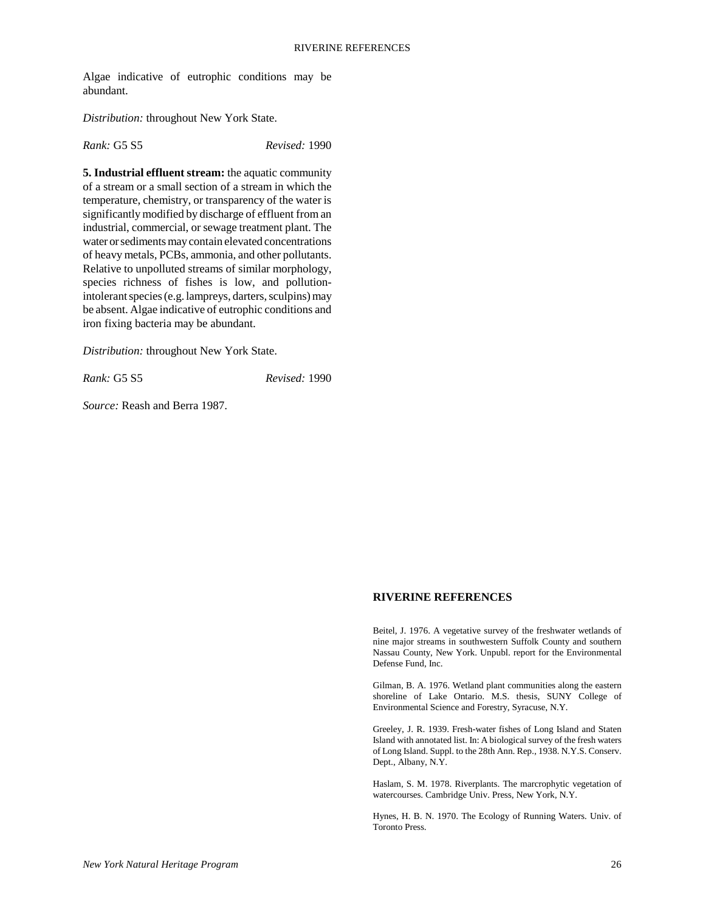Algae indicative of eutrophic conditions may be abundant.

*Distribution:* throughout New York State.

*Rank:* G5 S5 *Revised:* 1990

**5. Industrial effluent stream:** the aquatic community of a stream or a small section of a stream in which the temperature, chemistry, or transparency of the water is significantly modified by discharge of effluent from an industrial, commercial, or sewage treatment plant. The water or sediments may contain elevated concentrations of heavy metals, PCBs, ammonia, and other pollutants. Relative to unpolluted streams of similar morphology, species richness of fishes is low, and pollution-intolerant species (e.g. lampreys, darters, sculpins) may be absent. Algae indicative of eutrophic conditions and iron fixing bacteria may be abundant.

*Distribution:* throughout New York State.

*Rank:* G5 S5 *Revised:* 1990

*Source:* Reash and Berra 1987.

## RIVERINE REFERENCES

Beitel, J. 1976. A vegetative survey of the freshwater wetlands of nine major streams in southwestern Suffolk County and southern Nassau County, New York. Unpubl. report for the Environmental Defense Fund, Inc.

Gilman, B. A. 1976. Wetland plant communities along the eastern shoreline of Lake Ontario. M.S. thesis, SUNY College of Environmental Science and Forestry, Syracuse, N.Y.

Greeley, J. R. 1939. Fresh-water fishes of Long Island and Staten Island with annotated list. In: A biological survey of the fresh waters of Long Island. Suppl. to the 28th Ann. Rep., 1938. N.Y.S. Conserv. Dept., Albany, N.Y.

Haslam, S. M. 1978. Riverplants. The marcrophytic vegetation of watercourses. Cambridge Univ. Press, New York, N.Y.

Hynes, H. B. N. 1970. The Ecology of Running Waters. Univ. of Toronto Press.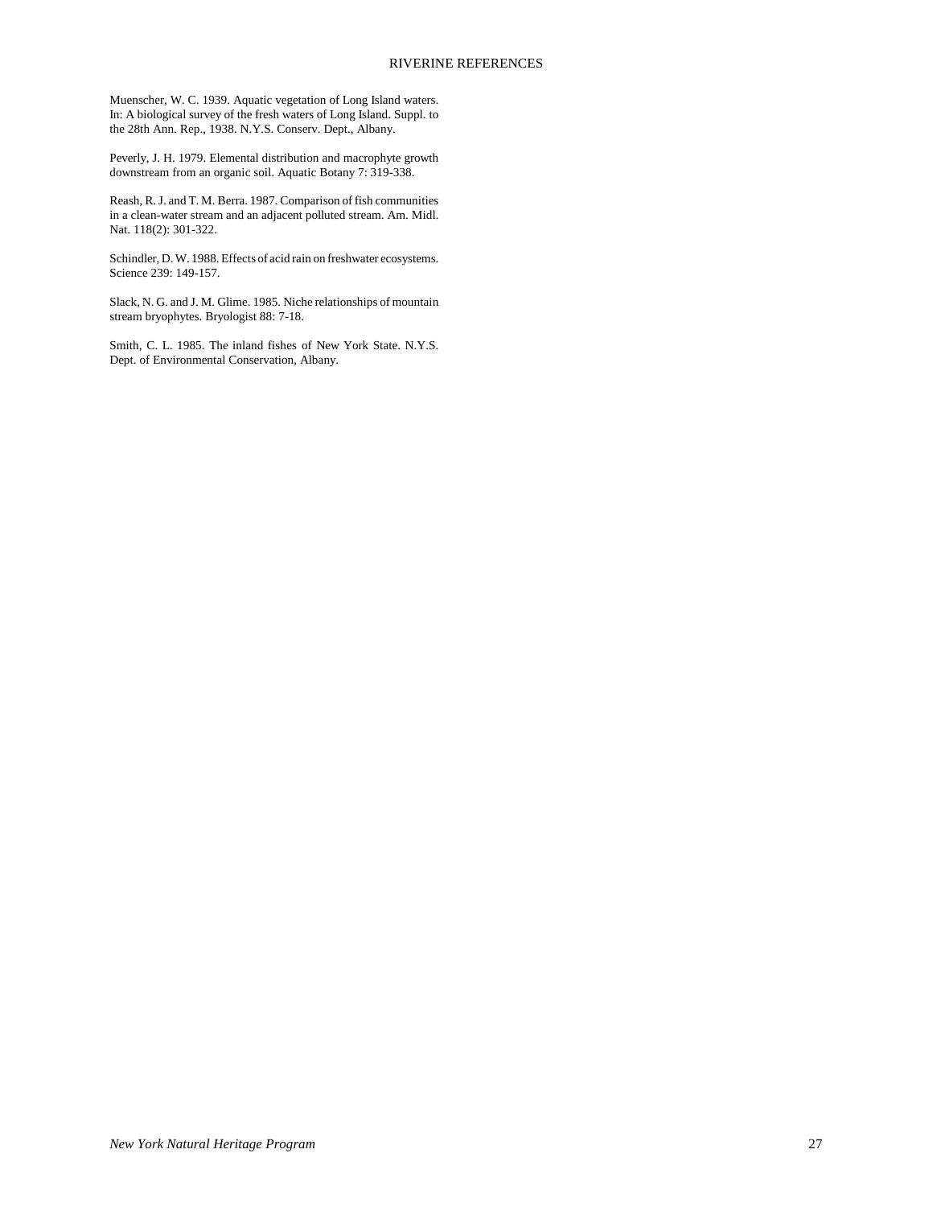Muenscher, W. C. 1939. Aquatic vegetation of Long Island waters. In: A biological survey of the fresh waters of Long Island. Suppl. to the 28th Ann. Rep., 1938. N.Y.S. Conserv. Dept., Albany.

Peverly, J. H. 1979. Elemental distribution and macrophyte growth downstream from an organic soil. Aquatic Botany 7: 319-338.

Reash, R. J. and T. M. Berra. 1987. Comparison of fish communities in a clean-water stream and an adjacent polluted stream. Am. Midl. Nat. 118(2): 301-322.

Schindler, D. W. 1988. Effects of acid rain on freshwater ecosystems. Science 239: 149-157.

Slack, N. G. and J. M. Glime. 1985. Niche relationships of mountain stream bryophytes. Bryologist 88: 7-18.

Smith, C. L. 1985. The inland fishes of New York State. N.Y.S. Dept. of Environmental Conservation, Albany.